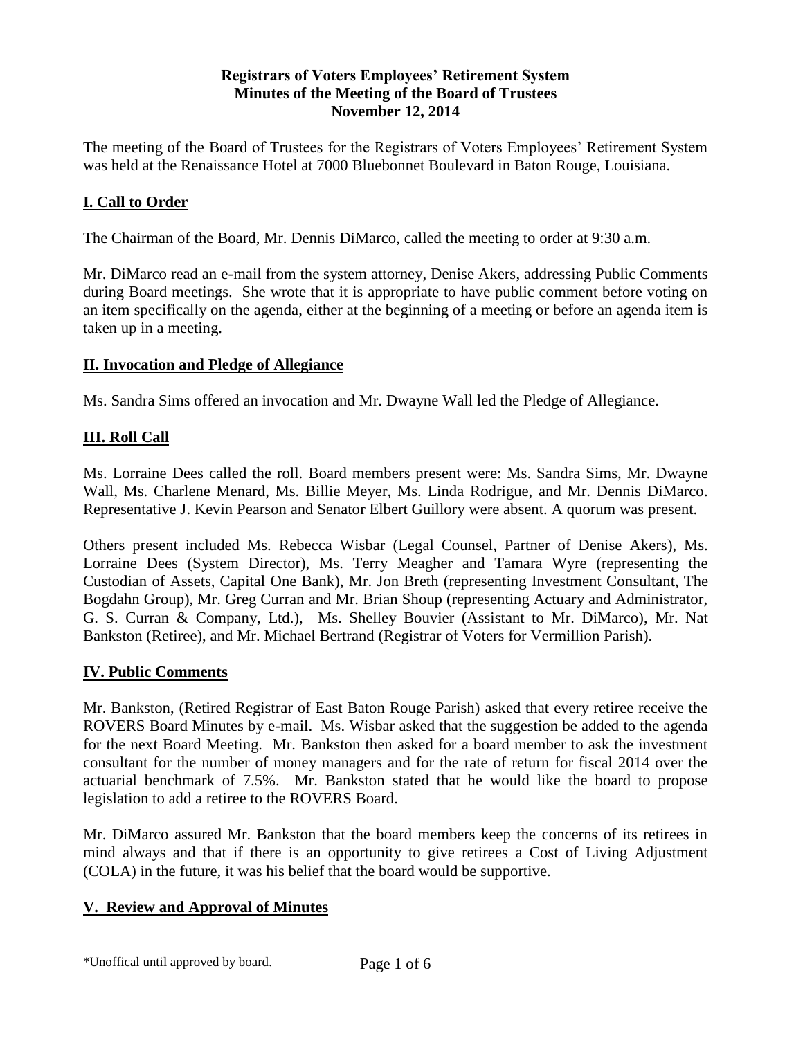**Registrars of Voters Employees' Retirement System**
**Minutes of the Meeting of the Board of Trustees**
**November 12, 2014**

The meeting of the Board of Trustees for the Registrars of Voters Employees' Retirement System was held at the Renaissance Hotel at 7000 Bluebonnet Boulevard in Baton Rouge, Louisiana.

## I. Call to Order

The Chairman of the Board, Mr. Dennis DiMarco, called the meeting to order at 9:30 a.m.

Mr. DiMarco read an e-mail from the system attorney, Denise Akers, addressing Public Comments during Board meetings. She wrote that it is appropriate to have public comment before voting on an item specifically on the agenda, either at the beginning of a meeting or before an agenda item is taken up in a meeting.

## II. Invocation and Pledge of Allegiance

Ms. Sandra Sims offered an invocation and Mr. Dwayne Wall led the Pledge of Allegiance.

## III. Roll Call

Ms. Lorraine Dees called the roll. Board members present were: Ms. Sandra Sims, Mr. Dwayne Wall, Ms. Charlene Menard, Ms. Billie Meyer, Ms. Linda Rodrigue, and Mr. Dennis DiMarco. Representative J. Kevin Pearson and Senator Elbert Guillory were absent. A quorum was present.

Others present included Ms. Rebecca Wisbar (Legal Counsel, Partner of Denise Akers), Ms. Lorraine Dees (System Director), Ms. Terry Meagher and Tamara Wyre (representing the Custodian of Assets, Capital One Bank), Mr. Jon Breth (representing Investment Consultant, The Bogdahn Group), Mr. Greg Curran and Mr. Brian Shoup (representing Actuary and Administrator, G. S. Curran & Company, Ltd.), Ms. Shelley Bouvier (Assistant to Mr. DiMarco), Mr. Nat Bankston (Retiree), and Mr. Michael Bertrand (Registrar of Voters for Vermillion Parish).

## IV. Public Comments

Mr. Bankston, (Retired Registrar of East Baton Rouge Parish) asked that every retiree receive the ROVERS Board Minutes by e-mail. Ms. Wisbar asked that the suggestion be added to the agenda for the next Board Meeting. Mr. Bankston then asked for a board member to ask the investment consultant for the number of money managers and for the rate of return for fiscal 2014 over the actuarial benchmark of 7.5%. Mr. Bankston stated that he would like the board to propose legislation to add a retiree to the ROVERS Board.

Mr. DiMarco assured Mr. Bankston that the board members keep the concerns of its retirees in mind always and that if there is an opportunity to give retirees a Cost of Living Adjustment (COLA) in the future, it was his belief that the board would be supportive.

## V. Review and Approval of Minutes

*Unoffical until approved by board.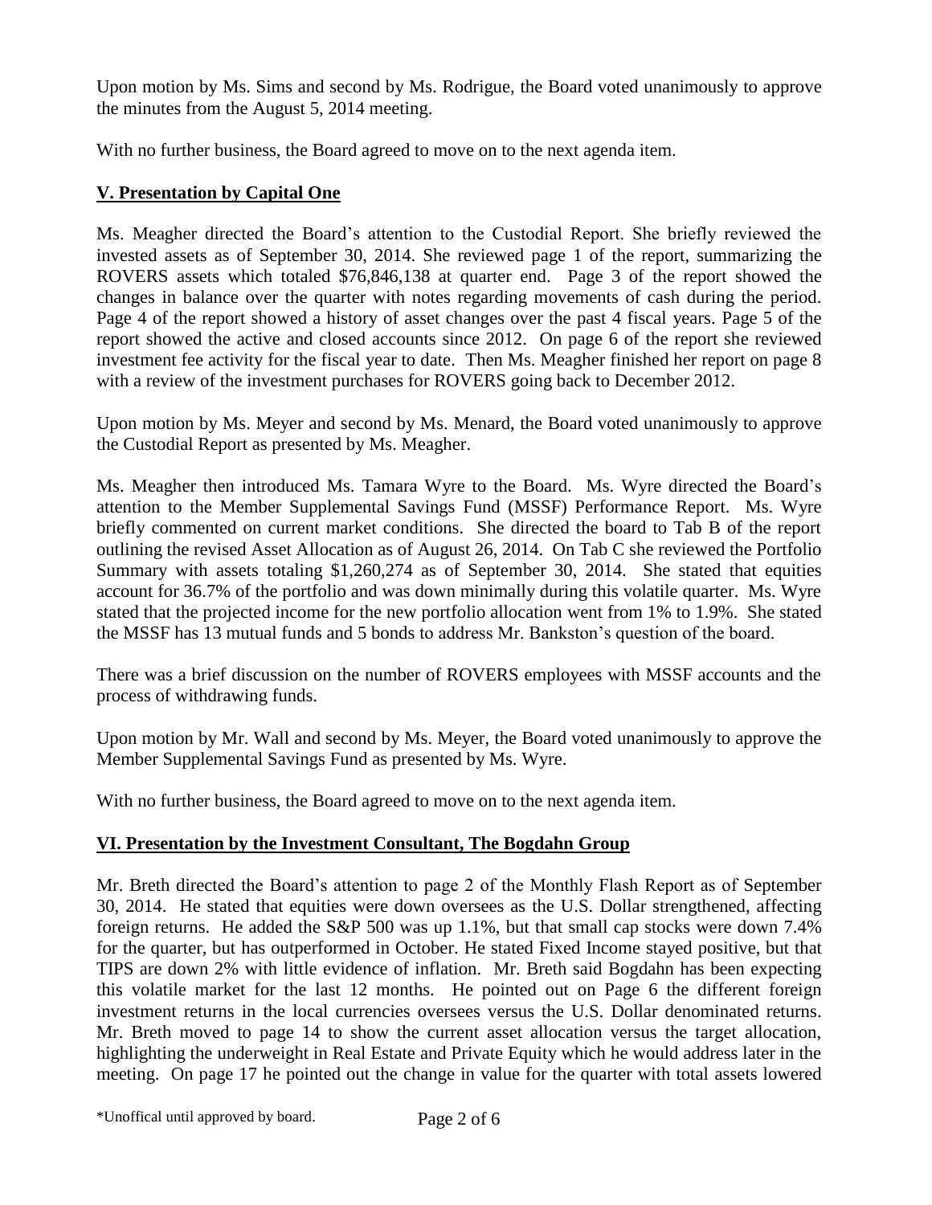Upon motion by Ms. Sims and second by Ms. Rodrigue, the Board voted unanimously to approve the minutes from the August 5, 2014 meeting.

With no further business, the Board agreed to move on to the next agenda item.

## **V. Presentation by Capital One**

Ms. Meagher directed the Board's attention to the Custodial Report. She briefly reviewed the invested assets as of September 30, 2014. She reviewed page 1 of the report, summarizing the ROVERS assets which totaled $76,846,138 at quarter end. Page 3 of the report showed the changes in balance over the quarter with notes regarding movements of cash during the period. Page 4 of the report showed a history of asset changes over the past 4 fiscal years. Page 5 of the report showed the active and closed accounts since 2012. On page 6 of the report she reviewed investment fee activity for the fiscal year to date. Then Ms. Meagher finished her report on page 8 with a review of the investment purchases for ROVERS going back to December 2012.

Upon motion by Ms. Meyer and second by Ms. Menard, the Board voted unanimously to approve the Custodial Report as presented by Ms. Meagher.

Ms. Meagher then introduced Ms. Tamara Wyre to the Board. Ms. Wyre directed the Board's attention to the Member Supplemental Savings Fund (MSSF) Performance Report. Ms. Wyre briefly commented on current market conditions. She directed the board to Tab B of the report outlining the revised Asset Allocation as of August 26, 2014. On Tab C she reviewed the Portfolio Summary with assets totaling $1,260,274 as of September 30, 2014. She stated that equities account for 36.7% of the portfolio and was down minimally during this volatile quarter. Ms. Wyre stated that the projected income for the new portfolio allocation went from 1% to 1.9%. She stated the MSSF has 13 mutual funds and 5 bonds to address Mr. Bankston's question of the board.

There was a brief discussion on the number of ROVERS employees with MSSF accounts and the process of withdrawing funds.

Upon motion by Mr. Wall and second by Ms. Meyer, the Board voted unanimously to approve the Member Supplemental Savings Fund as presented by Ms. Wyre.

With no further business, the Board agreed to move on to the next agenda item.

## **VI. Presentation by the Investment Consultant, The Bogdahn Group**

Mr. Breth directed the Board's attention to page 2 of the Monthly Flash Report as of September 30, 2014. He stated that equities were down oversees as the U.S. Dollar strengthened, affecting foreign returns. He added the S&P 500 was up 1.1%, but that small cap stocks were down 7.4% for the quarter, but has outperformed in October. He stated Fixed Income stayed positive, but that TIPS are down 2% with little evidence of inflation. Mr. Breth said Bogdahn has been expecting this volatile market for the last 12 months. He pointed out on Page 6 the different foreign investment returns in the local currencies oversees versus the U.S. Dollar denominated returns. Mr. Breth moved to page 14 to show the current asset allocation versus the target allocation, highlighting the underweight in Real Estate and Private Equity which he would address later in the meeting. On page 17 he pointed out the change in value for the quarter with total assets lowered

*Unoffical until approved by board.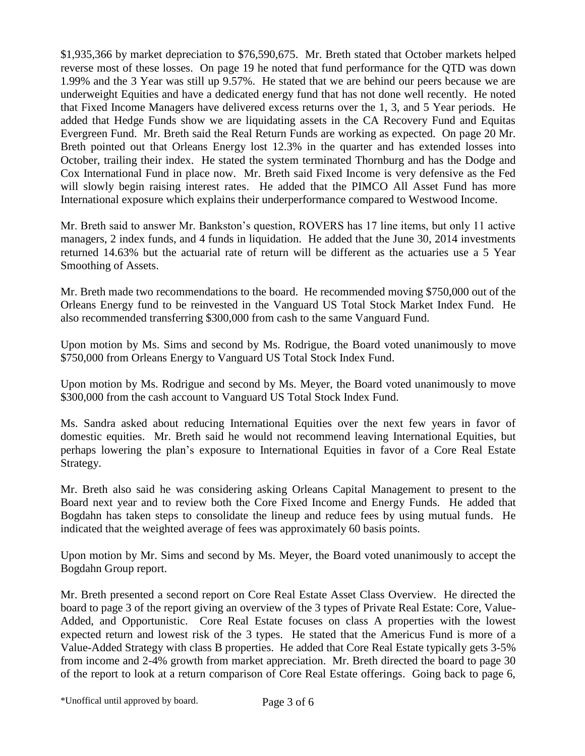$1,935,366 by market depreciation to $76,590,675. Mr. Breth stated that October markets helped reverse most of these losses. On page 19 he noted that fund performance for the QTD was down 1.99% and the 3 Year was still up 9.57%. He stated that we are behind our peers because we are underweight Equities and have a dedicated energy fund that has not done well recently. He noted that Fixed Income Managers have delivered excess returns over the 1, 3, and 5 Year periods. He added that Hedge Funds show we are liquidating assets in the CA Recovery Fund and Equitas Evergreen Fund. Mr. Breth said the Real Return Funds are working as expected. On page 20 Mr. Breth pointed out that Orleans Energy lost 12.3% in the quarter and has extended losses into October, trailing their index. He stated the system terminated Thornburg and has the Dodge and Cox International Fund in place now. Mr. Breth said Fixed Income is very defensive as the Fed will slowly begin raising interest rates. He added that the PIMCO All Asset Fund has more International exposure which explains their underperformance compared to Westwood Income.

Mr. Breth said to answer Mr. Bankston's question, ROVERS has 17 line items, but only 11 active managers, 2 index funds, and 4 funds in liquidation. He added that the June 30, 2014 investments returned 14.63% but the actuarial rate of return will be different as the actuaries use a 5 Year Smoothing of Assets.

Mr. Breth made two recommendations to the board. He recommended moving $750,000 out of the Orleans Energy fund to be reinvested in the Vanguard US Total Stock Market Index Fund. He also recommended transferring $300,000 from cash to the same Vanguard Fund.

Upon motion by Ms. Sims and second by Ms. Rodrigue, the Board voted unanimously to move $750,000 from Orleans Energy to Vanguard US Total Stock Index Fund.

Upon motion by Ms. Rodrigue and second by Ms. Meyer, the Board voted unanimously to move $300,000 from the cash account to Vanguard US Total Stock Index Fund.

Ms. Sandra asked about reducing International Equities over the next few years in favor of domestic equities. Mr. Breth said he would not recommend leaving International Equities, but perhaps lowering the plan's exposure to International Equities in favor of a Core Real Estate Strategy.

Mr. Breth also said he was considering asking Orleans Capital Management to present to the Board next year and to review both the Core Fixed Income and Energy Funds. He added that Bogdahn has taken steps to consolidate the lineup and reduce fees by using mutual funds. He indicated that the weighted average of fees was approximately 60 basis points.

Upon motion by Mr. Sims and second by Ms. Meyer, the Board voted unanimously to accept the Bogdahn Group report.

Mr. Breth presented a second report on Core Real Estate Asset Class Overview. He directed the board to page 3 of the report giving an overview of the 3 types of Private Real Estate: Core, Value-Added, and Opportunistic. Core Real Estate focuses on class A properties with the lowest expected return and lowest risk of the 3 types. He stated that the Americus Fund is more of a Value-Added Strategy with class B properties. He added that Core Real Estate typically gets 3-5% from income and 2-4% growth from market appreciation. Mr. Breth directed the board to page 30 of the report to look at a return comparison of Core Real Estate offerings. Going back to page 6,

*Unoffical until approved by board.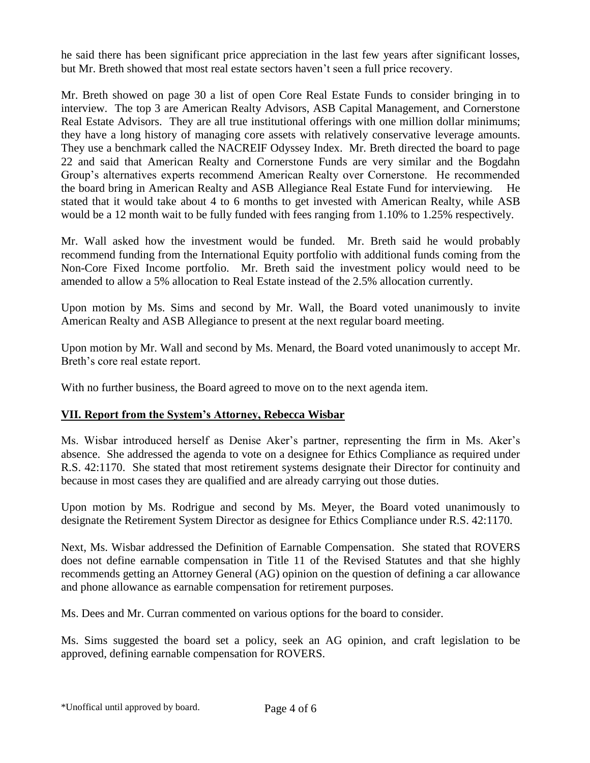he said there has been significant price appreciation in the last few years after significant losses, but Mr. Breth showed that most real estate sectors haven't seen a full price recovery.

Mr. Breth showed on page 30 a list of open Core Real Estate Funds to consider bringing in to interview. The top 3 are American Realty Advisors, ASB Capital Management, and Cornerstone Real Estate Advisors. They are all true institutional offerings with one million dollar minimums; they have a long history of managing core assets with relatively conservative leverage amounts. They use a benchmark called the NACREIF Odyssey Index. Mr. Breth directed the board to page 22 and said that American Realty and Cornerstone Funds are very similar and the Bogdahn Group's alternatives experts recommend American Realty over Cornerstone. He recommended the board bring in American Realty and ASB Allegiance Real Estate Fund for interviewing. He stated that it would take about 4 to 6 months to get invested with American Realty, while ASB would be a 12 month wait to be fully funded with fees ranging from 1.10% to 1.25% respectively.

Mr. Wall asked how the investment would be funded. Mr. Breth said he would probably recommend funding from the International Equity portfolio with additional funds coming from the Non-Core Fixed Income portfolio. Mr. Breth said the investment policy would need to be amended to allow a 5% allocation to Real Estate instead of the 2.5% allocation currently.

Upon motion by Ms. Sims and second by Mr. Wall, the Board voted unanimously to invite American Realty and ASB Allegiance to present at the next regular board meeting.

Upon motion by Mr. Wall and second by Ms. Menard, the Board voted unanimously to accept Mr. Breth's core real estate report.

With no further business, the Board agreed to move on to the next agenda item.

## VII. Report from the System's Attorney, Rebecca Wisbar

Ms. Wisbar introduced herself as Denise Aker's partner, representing the firm in Ms. Aker's absence. She addressed the agenda to vote on a designee for Ethics Compliance as required under R.S. 42:1170. She stated that most retirement systems designate their Director for continuity and because in most cases they are qualified and are already carrying out those duties.

Upon motion by Ms. Rodrigue and second by Ms. Meyer, the Board voted unanimously to designate the Retirement System Director as designee for Ethics Compliance under R.S. 42:1170.

Next, Ms. Wisbar addressed the Definition of Earnable Compensation. She stated that ROVERS does not define earnable compensation in Title 11 of the Revised Statutes and that she highly recommends getting an Attorney General (AG) opinion on the question of defining a car allowance and phone allowance as earnable compensation for retirement purposes.

Ms. Dees and Mr. Curran commented on various options for the board to consider.

Ms. Sims suggested the board set a policy, seek an AG opinion, and craft legislation to be approved, defining earnable compensation for ROVERS.

*Unoffical until approved by board.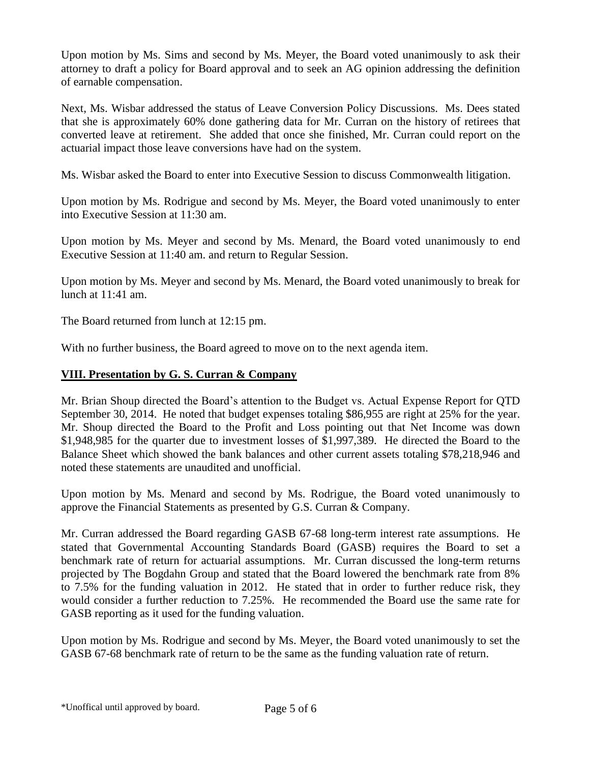Upon motion by Ms. Sims and second by Ms. Meyer, the Board voted unanimously to ask their attorney to draft a policy for Board approval and to seek an AG opinion addressing the definition of earnable compensation.

Next, Ms. Wisbar addressed the status of Leave Conversion Policy Discussions. Ms. Dees stated that she is approximately 60% done gathering data for Mr. Curran on the history of retirees that converted leave at retirement. She added that once she finished, Mr. Curran could report on the actuarial impact those leave conversions have had on the system.

Ms. Wisbar asked the Board to enter into Executive Session to discuss Commonwealth litigation.

Upon motion by Ms. Rodrigue and second by Ms. Meyer, the Board voted unanimously to enter into Executive Session at 11:30 am.

Upon motion by Ms. Meyer and second by Ms. Menard, the Board voted unanimously to end Executive Session at 11:40 am. and return to Regular Session.

Upon motion by Ms. Meyer and second by Ms. Menard, the Board voted unanimously to break for lunch at 11:41 am.

The Board returned from lunch at 12:15 pm.

With no further business, the Board agreed to move on to the next agenda item.

## VIII. Presentation by G. S. Curran & Company

Mr. Brian Shoup directed the Board's attention to the Budget vs. Actual Expense Report for QTD September 30, 2014. He noted that budget expenses totaling $86,955 are right at 25% for the year. Mr. Shoup directed the Board to the Profit and Loss pointing out that Net Income was down $1,948,985 for the quarter due to investment losses of $1,997,389. He directed the Board to the Balance Sheet which showed the bank balances and other current assets totaling $78,218,946 and noted these statements are unaudited and unofficial.

Upon motion by Ms. Menard and second by Ms. Rodrigue, the Board voted unanimously to approve the Financial Statements as presented by G.S. Curran & Company.

Mr. Curran addressed the Board regarding GASB 67-68 long-term interest rate assumptions. He stated that Governmental Accounting Standards Board (GASB) requires the Board to set a benchmark rate of return for actuarial assumptions. Mr. Curran discussed the long-term returns projected by The Bogdahn Group and stated that the Board lowered the benchmark rate from 8% to 7.5% for the funding valuation in 2012. He stated that in order to further reduce risk, they would consider a further reduction to 7.25%. He recommended the Board use the same rate for GASB reporting as it used for the funding valuation.

Upon motion by Ms. Rodrigue and second by Ms. Meyer, the Board voted unanimously to set the GASB 67-68 benchmark rate of return to be the same as the funding valuation rate of return.

*Unoffical until approved by board.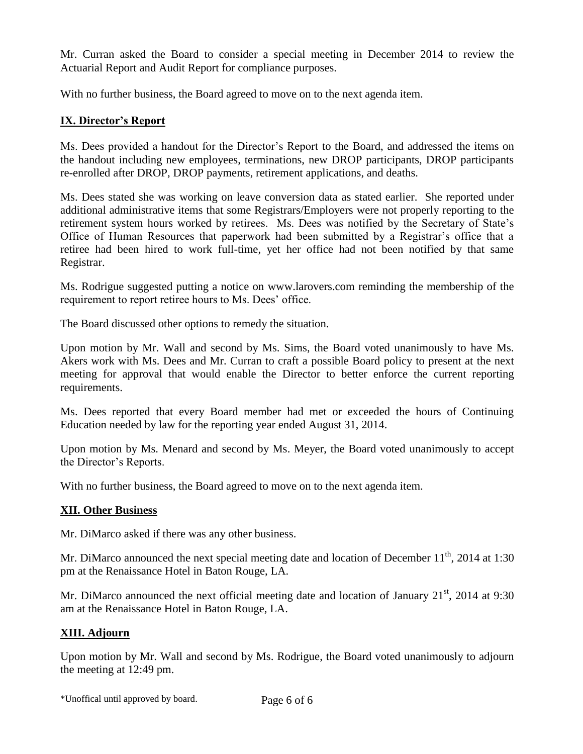Mr. Curran asked the Board to consider a special meeting in December 2014 to review the Actuarial Report and Audit Report for compliance purposes.

With no further business, the Board agreed to move on to the next agenda item.

## IX. Director's Report

Ms. Dees provided a handout for the Director's Report to the Board, and addressed the items on the handout including new employees, terminations, new DROP participants, DROP participants re-enrolled after DROP, DROP payments, retirement applications, and deaths.

Ms. Dees stated she was working on leave conversion data as stated earlier. She reported under additional administrative items that some Registrars/Employers were not properly reporting to the retirement system hours worked by retirees. Ms. Dees was notified by the Secretary of State's Office of Human Resources that paperwork had been submitted by a Registrar's office that a retiree had been hired to work full-time, yet her office had not been notified by that same Registrar.

Ms. Rodrigue suggested putting a notice on www.larovers.com reminding the membership of the requirement to report retiree hours to Ms. Dees' office.

The Board discussed other options to remedy the situation.

Upon motion by Mr. Wall and second by Ms. Sims, the Board voted unanimously to have Ms. Akers work with Ms. Dees and Mr. Curran to craft a possible Board policy to present at the next meeting for approval that would enable the Director to better enforce the current reporting requirements.

Ms. Dees reported that every Board member had met or exceeded the hours of Continuing Education needed by law for the reporting year ended August 31, 2014.

Upon motion by Ms. Menard and second by Ms. Meyer, the Board voted unanimously to accept the Director's Reports.

With no further business, the Board agreed to move on to the next agenda item.

## XII. Other Business

Mr. DiMarco asked if there was any other business.

Mr. DiMarco announced the next special meeting date and location of December 11th, 2014 at 1:30 pm at the Renaissance Hotel in Baton Rouge, LA.

Mr. DiMarco announced the next official meeting date and location of January 21st, 2014 at 9:30 am at the Renaissance Hotel in Baton Rouge, LA.

## XIII. Adjourn

Upon motion by Mr. Wall and second by Ms. Rodrigue, the Board voted unanimously to adjourn the meeting at 12:49 pm.

*Unoffical until approved by board.